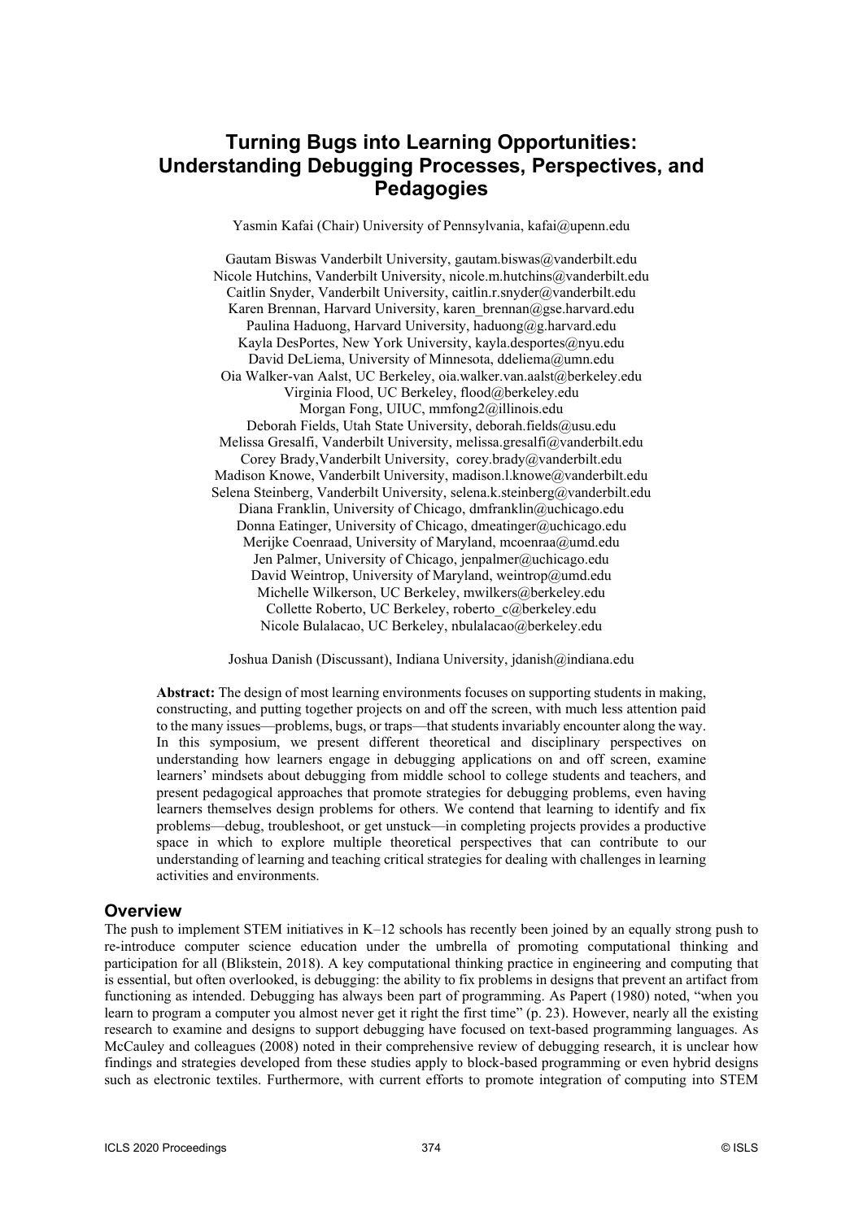# Turning Bugs into Learning Opportunities: Understanding Debugging Processes, Perspectives, and Pedagogies

Yasmin Kafai (Chair) University of Pennsylvania, kafai@upenn.edu

Gautam Biswas Vanderbilt University, gautam.biswas@vanderbilt.edu
Nicole Hutchins, Vanderbilt University, nicole.m.hutchins@vanderbilt.edu
Caitlin Snyder, Vanderbilt University, caitlin.r.snyder@vanderbilt.edu
Karen Brennan, Harvard University, karen_brennan@gse.harvard.edu
Paulina Haduong, Harvard University, haduong@g.harvard.edu
Kayla DesPortes, New York University, kayla.desportes@nyu.edu
David DeLiema, University of Minnesota, ddeliema@umn.edu
Oia Walker-van Aalst, UC Berkeley, oia.walker.van.aalst@berkeley.edu
Virginia Flood, UC Berkeley, flood@berkeley.edu
Morgan Fong, UIUC, mmfong2@illinois.edu
Deborah Fields, Utah State University, deborah.fields@usu.edu
Melissa Gresalfi, Vanderbilt University, melissa.gresalfi@vanderbilt.edu
Corey Brady,Vanderbilt University, corey.brady@vanderbilt.edu
Madison Knowe, Vanderbilt University, madison.l.knowe@vanderbilt.edu
Selena Steinberg, Vanderbilt University, selena.k.steinberg@vanderbilt.edu
Diana Franklin, University of Chicago, dmfranklin@uchicago.edu
Donna Eatinger, University of Chicago, dmeatinger@uchicago.edu
Merijke Coenraad, University of Maryland, mcoenraa@umd.edu
Jen Palmer, University of Chicago, jenpalmer@uchicago.edu
David Weintrop, University of Maryland, weintrop@umd.edu
Michelle Wilkerson, UC Berkeley, mwilkers@berkeley.edu
Collette Roberto, UC Berkeley, roberto_c@berkeley.edu
Nicole Bulalacao, UC Berkeley, nbulalacao@berkeley.edu

Joshua Danish (Discussant), Indiana University, jdanish@indiana.edu

**Abstract:** The design of most learning environments focuses on supporting students in making, constructing, and putting together projects on and off the screen, with much less attention paid to the many issues—problems, bugs, or traps—that students invariably encounter along the way. In this symposium, we present different theoretical and disciplinary perspectives on understanding how learners engage in debugging applications on and off screen, examine learners' mindsets about debugging from middle school to college students and teachers, and present pedagogical approaches that promote strategies for debugging problems, even having learners themselves design problems for others. We contend that learning to identify and fix problems—debug, troubleshoot, or get unstuck—in completing projects provides a productive space in which to explore multiple theoretical perspectives that can contribute to our understanding of learning and teaching critical strategies for dealing with challenges in learning activities and environments.

## Overview

The push to implement STEM initiatives in K–12 schools has recently been joined by an equally strong push to re-introduce computer science education under the umbrella of promoting computational thinking and participation for all (Blikstein, 2018). A key computational thinking practice in engineering and computing that is essential, but often overlooked, is debugging: the ability to fix problems in designs that prevent an artifact from functioning as intended. Debugging has always been part of programming. As Papert (1980) noted, "when you learn to program a computer you almost never get it right the first time" (p. 23). However, nearly all the existing research to examine and designs to support debugging have focused on text-based programming languages. As McCauley and colleagues (2008) noted in their comprehensive review of debugging research, it is unclear how findings and strategies developed from these studies apply to block-based programming or even hybrid designs such as electronic textiles. Furthermore, with current efforts to promote integration of computing into STEM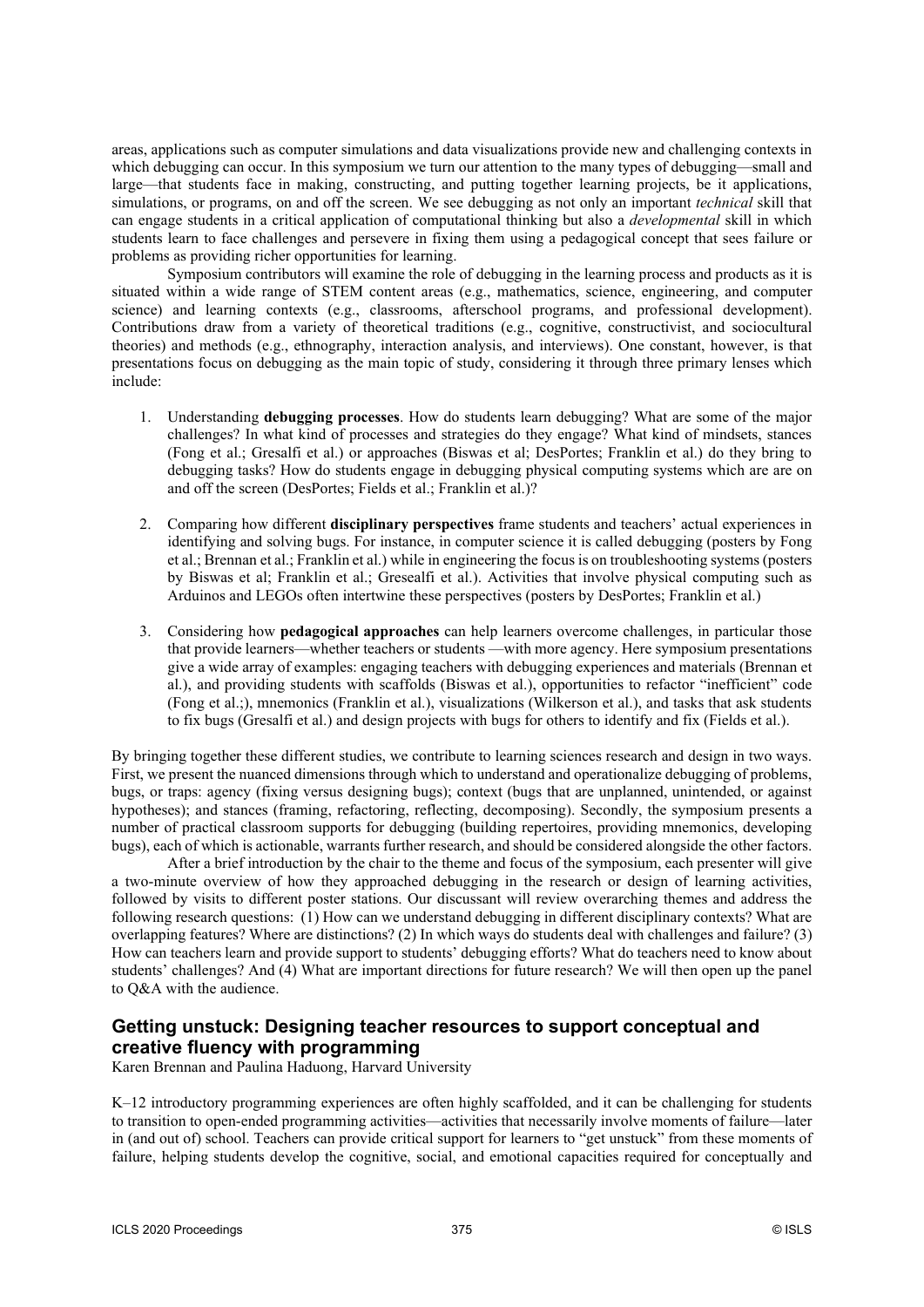areas, applications such as computer simulations and data visualizations provide new and challenging contexts in which debugging can occur. In this symposium we turn our attention to the many types of debugging—small and large—that students face in making, constructing, and putting together learning projects, be it applications, simulations, or programs, on and off the screen. We see debugging as not only an important *technical* skill that can engage students in a critical application of computational thinking but also a *developmental* skill in which students learn to face challenges and persevere in fixing them using a pedagogical concept that sees failure or problems as providing richer opportunities for learning.

Symposium contributors will examine the role of debugging in the learning process and products as it is situated within a wide range of STEM content areas (e.g., mathematics, science, engineering, and computer science) and learning contexts (e.g., classrooms, afterschool programs, and professional development). Contributions draw from a variety of theoretical traditions (e.g., cognitive, constructivist, and sociocultural theories) and methods (e.g., ethnography, interaction analysis, and interviews). One constant, however, is that presentations focus on debugging as the main topic of study, considering it through three primary lenses which include:

1. Understanding **debugging processes**. How do students learn debugging? What are some of the major challenges? In what kind of processes and strategies do they engage? What kind of mindsets, stances (Fong et al.; Gresalfi et al.) or approaches (Biswas et al; DesPortes; Franklin et al.) do they bring to debugging tasks? How do students engage in debugging physical computing systems which are are on and off the screen (DesPortes; Fields et al.; Franklin et al.)?

2. Comparing how different **disciplinary perspectives** frame students and teachers' actual experiences in identifying and solving bugs. For instance, in computer science it is called debugging (posters by Fong et al.; Brennan et al.; Franklin et al.) while in engineering the focus is on troubleshooting systems (posters by Biswas et al; Franklin et al.; Gresealfi et al.). Activities that involve physical computing such as Arduinos and LEGOs often intertwine these perspectives (posters by DesPortes; Franklin et al.)

3. Considering how **pedagogical approaches** can help learners overcome challenges, in particular those that provide learners—whether teachers or students —with more agency. Here symposium presentations give a wide array of examples: engaging teachers with debugging experiences and materials (Brennan et al.), and providing students with scaffolds (Biswas et al.), opportunities to refactor "inefficient" code (Fong et al.;), mnemonics (Franklin et al.), visualizations (Wilkerson et al.), and tasks that ask students to fix bugs (Gresalfi et al.) and design projects with bugs for others to identify and fix (Fields et al.).

By bringing together these different studies, we contribute to learning sciences research and design in two ways. First, we present the nuanced dimensions through which to understand and operationalize debugging of problems, bugs, or traps: agency (fixing versus designing bugs); context (bugs that are unplanned, unintended, or against hypotheses); and stances (framing, refactoring, reflecting, decomposing). Secondly, the symposium presents a number of practical classroom supports for debugging (building repertoires, providing mnemonics, developing bugs), each of which is actionable, warrants further research, and should be considered alongside the other factors.

After a brief introduction by the chair to the theme and focus of the symposium, each presenter will give a two-minute overview of how they approached debugging in the research or design of learning activities, followed by visits to different poster stations. Our discussant will review overarching themes and address the following research questions: (1) How can we understand debugging in different disciplinary contexts? What are overlapping features? Where are distinctions? (2) In which ways do students deal with challenges and failure? (3) How can teachers learn and provide support to students' debugging efforts? What do teachers need to know about students' challenges? And (4) What are important directions for future research? We will then open up the panel to Q&A with the audience.

## Getting unstuck: Designing teacher resources to support conceptual and creative fluency with programming

Karen Brennan and Paulina Haduong, Harvard University

K–12 introductory programming experiences are often highly scaffolded, and it can be challenging for students to transition to open-ended programming activities—activities that necessarily involve moments of failure—later in (and out of) school. Teachers can provide critical support for learners to "get unstuck" from these moments of failure, helping students develop the cognitive, social, and emotional capacities required for conceptually and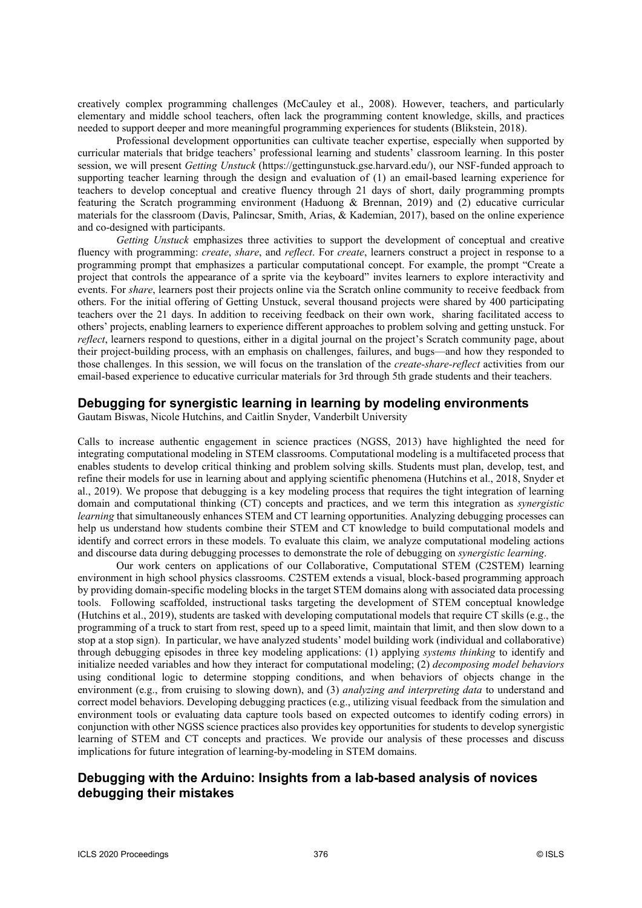creatively complex programming challenges (McCauley et al., 2008). However, teachers, and particularly elementary and middle school teachers, often lack the programming content knowledge, skills, and practices needed to support deeper and more meaningful programming experiences for students (Blikstein, 2018).

Professional development opportunities can cultivate teacher expertise, especially when supported by curricular materials that bridge teachers' professional learning and students' classroom learning. In this poster session, we will present *Getting Unstuck* (https://gettingunstuck.gse.harvard.edu/), our NSF-funded approach to supporting teacher learning through the design and evaluation of (1) an email-based learning experience for teachers to develop conceptual and creative fluency through 21 days of short, daily programming prompts featuring the Scratch programming environment (Haduong & Brennan, 2019) and (2) educative curricular materials for the classroom (Davis, Palincsar, Smith, Arias, & Kademian, 2017), based on the online experience and co-designed with participants.

*Getting Unstuck* emphasizes three activities to support the development of conceptual and creative fluency with programming: *create*, *share*, and *reflect*. For *create*, learners construct a project in response to a programming prompt that emphasizes a particular computational concept. For example, the prompt "Create a project that controls the appearance of a sprite via the keyboard" invites learners to explore interactivity and events. For *share*, learners post their projects online via the Scratch online community to receive feedback from others. For the initial offering of Getting Unstuck, several thousand projects were shared by 400 participating teachers over the 21 days. In addition to receiving feedback on their own work, sharing facilitated access to others' projects, enabling learners to experience different approaches to problem solving and getting unstuck. For *reflect*, learners respond to questions, either in a digital journal on the project's Scratch community page, about their project-building process, with an emphasis on challenges, failures, and bugs—and how they responded to those challenges. In this session, we will focus on the translation of the *create-share-reflect* activities from our email-based experience to educative curricular materials for 3rd through 5th grade students and their teachers.

## Debugging for synergistic learning in learning by modeling environments

Gautam Biswas, Nicole Hutchins, and Caitlin Snyder, Vanderbilt University

Calls to increase authentic engagement in science practices (NGSS, 2013) have highlighted the need for integrating computational modeling in STEM classrooms. Computational modeling is a multifaceted process that enables students to develop critical thinking and problem solving skills. Students must plan, develop, test, and refine their models for use in learning about and applying scientific phenomena (Hutchins et al., 2018, Snyder et al., 2019). We propose that debugging is a key modeling process that requires the tight integration of learning domain and computational thinking (CT) concepts and practices, and we term this integration as *synergistic learning* that simultaneously enhances STEM and CT learning opportunities. Analyzing debugging processes can help us understand how students combine their STEM and CT knowledge to build computational models and identify and correct errors in these models. To evaluate this claim, we analyze computational modeling actions and discourse data during debugging processes to demonstrate the role of debugging on *synergistic learning*.

Our work centers on applications of our Collaborative, Computational STEM (C2STEM) learning environment in high school physics classrooms. C2STEM extends a visual, block-based programming approach by providing domain-specific modeling blocks in the target STEM domains along with associated data processing tools. Following scaffolded, instructional tasks targeting the development of STEM conceptual knowledge (Hutchins et al., 2019), students are tasked with developing computational models that require CT skills (e.g., the programming of a truck to start from rest, speed up to a speed limit, maintain that limit, and then slow down to a stop at a stop sign). In particular, we have analyzed students' model building work (individual and collaborative) through debugging episodes in three key modeling applications: (1) applying *systems thinking* to identify and initialize needed variables and how they interact for computational modeling; (2) *decomposing model behaviors* using conditional logic to determine stopping conditions, and when behaviors of objects change in the environment (e.g., from cruising to slowing down), and (3) *analyzing and interpreting data* to understand and correct model behaviors. Developing debugging practices (e.g., utilizing visual feedback from the simulation and environment tools or evaluating data capture tools based on expected outcomes to identify coding errors) in conjunction with other NGSS science practices also provides key opportunities for students to develop synergistic learning of STEM and CT concepts and practices. We provide our analysis of these processes and discuss implications for future integration of learning-by-modeling in STEM domains.

## Debugging with the Arduino: Insights from a lab-based analysis of novices debugging their mistakes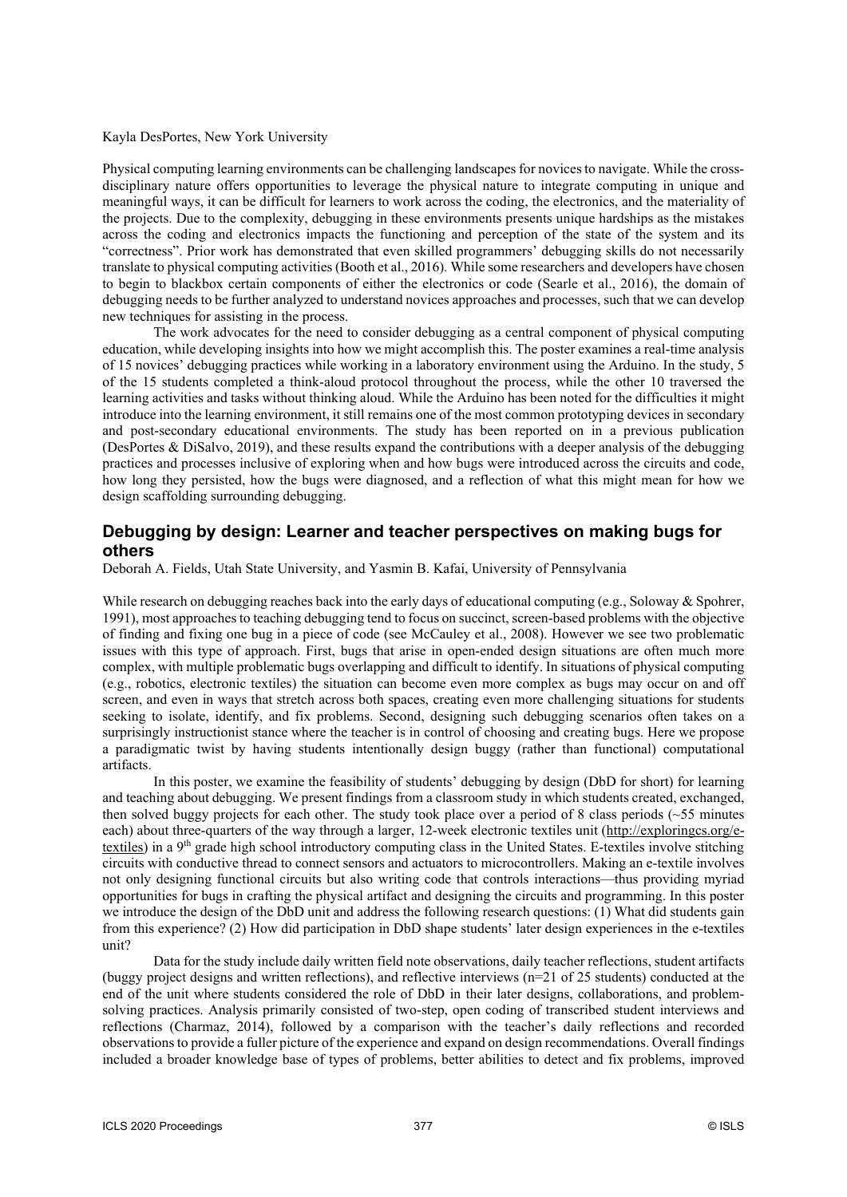Kayla DesPortes, New York University

Physical computing learning environments can be challenging landscapes for novices to navigate. While the cross-disciplinary nature offers opportunities to leverage the physical nature to integrate computing in unique and meaningful ways, it can be difficult for learners to work across the coding, the electronics, and the materiality of the projects. Due to the complexity, debugging in these environments presents unique hardships as the mistakes across the coding and electronics impacts the functioning and perception of the state of the system and its "correctness". Prior work has demonstrated that even skilled programmers' debugging skills do not necessarily translate to physical computing activities (Booth et al., 2016). While some researchers and developers have chosen to begin to blackbox certain components of either the electronics or code (Searle et al., 2016), the domain of debugging needs to be further analyzed to understand novices approaches and processes, such that we can develop new techniques for assisting in the process.

The work advocates for the need to consider debugging as a central component of physical computing education, while developing insights into how we might accomplish this. The poster examines a real-time analysis of 15 novices' debugging practices while working in a laboratory environment using the Arduino. In the study, 5 of the 15 students completed a think-aloud protocol throughout the process, while the other 10 traversed the learning activities and tasks without thinking aloud. While the Arduino has been noted for the difficulties it might introduce into the learning environment, it still remains one of the most common prototyping devices in secondary and post-secondary educational environments. The study has been reported on in a previous publication (DesPortes & DiSalvo, 2019), and these results expand the contributions with a deeper analysis of the debugging practices and processes inclusive of exploring when and how bugs were introduced across the circuits and code, how long they persisted, how the bugs were diagnosed, and a reflection of what this might mean for how we design scaffolding surrounding debugging.

## Debugging by design: Learner and teacher perspectives on making bugs for others

Deborah A. Fields, Utah State University, and Yasmin B. Kafai, University of Pennsylvania

While research on debugging reaches back into the early days of educational computing (e.g., Soloway & Spohrer, 1991), most approaches to teaching debugging tend to focus on succinct, screen-based problems with the objective of finding and fixing one bug in a piece of code (see McCauley et al., 2008). However we see two problematic issues with this type of approach. First, bugs that arise in open-ended design situations are often much more complex, with multiple problematic bugs overlapping and difficult to identify. In situations of physical computing (e.g., robotics, electronic textiles) the situation can become even more complex as bugs may occur on and off screen, and even in ways that stretch across both spaces, creating even more challenging situations for students seeking to isolate, identify, and fix problems. Second, designing such debugging scenarios often takes on a surprisingly instructionist stance where the teacher is in control of choosing and creating bugs. Here we propose a paradigmatic twist by having students intentionally design buggy (rather than functional) computational artifacts.

In this poster, we examine the feasibility of students' debugging by design (DbD for short) for learning and teaching about debugging. We present findings from a classroom study in which students created, exchanged, then solved buggy projects for each other. The study took place over a period of 8 class periods (~55 minutes each) about three-quarters of the way through a larger, 12-week electronic textiles unit (http://exploringcs.org/e-textiles) in a 9th grade high school introductory computing class in the United States. E-textiles involve stitching circuits with conductive thread to connect sensors and actuators to microcontrollers. Making an e-textile involves not only designing functional circuits but also writing code that controls interactions—thus providing myriad opportunities for bugs in crafting the physical artifact and designing the circuits and programming. In this poster we introduce the design of the DbD unit and address the following research questions: (1) What did students gain from this experience? (2) How did participation in DbD shape students' later design experiences in the e-textiles unit?

Data for the study include daily written field note observations, daily teacher reflections, student artifacts (buggy project designs and written reflections), and reflective interviews (n=21 of 25 students) conducted at the end of the unit where students considered the role of DbD in their later designs, collaborations, and problem-solving practices. Analysis primarily consisted of two-step, open coding of transcribed student interviews and reflections (Charmaz, 2014), followed by a comparison with the teacher's daily reflections and recorded observations to provide a fuller picture of the experience and expand on design recommendations. Overall findings included a broader knowledge base of types of problems, better abilities to detect and fix problems, improved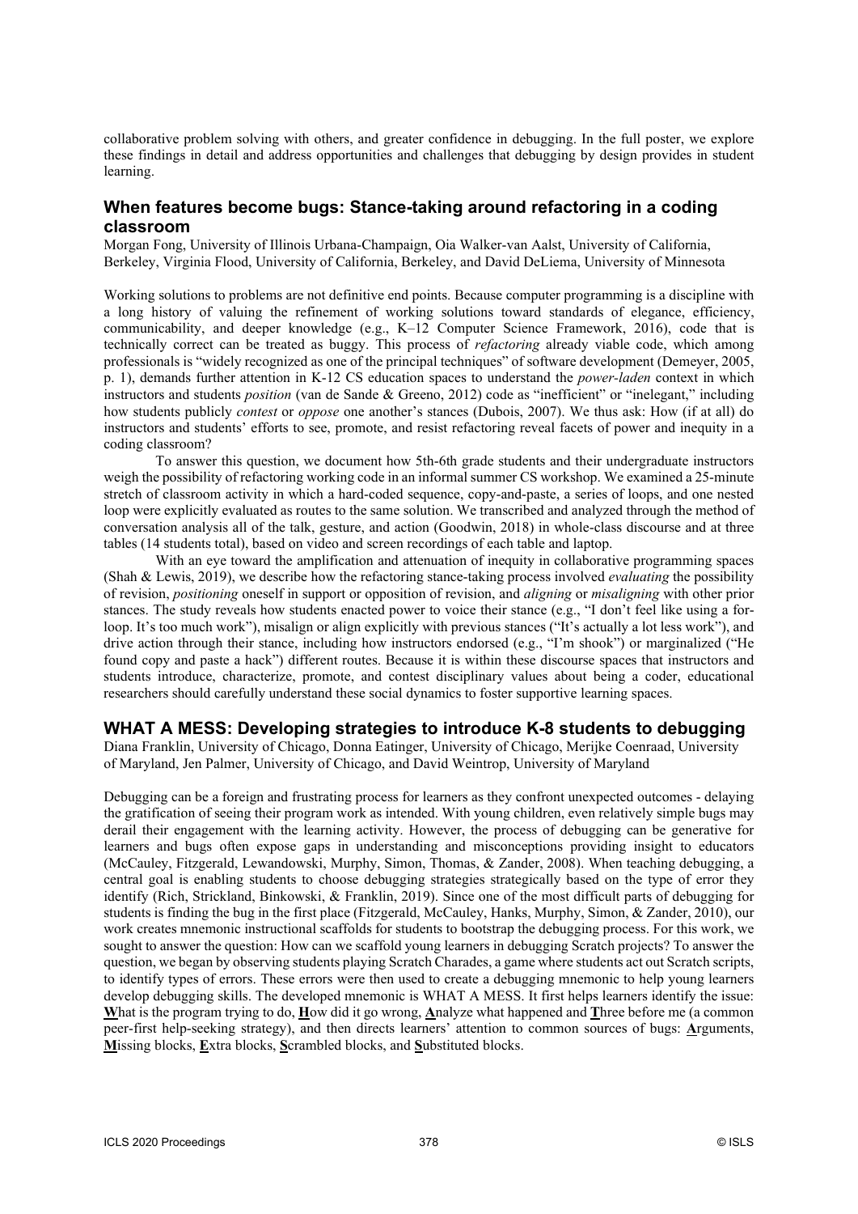collaborative problem solving with others, and greater confidence in debugging. In the full poster, we explore these findings in detail and address opportunities and challenges that debugging by design provides in student learning.

## When features become bugs: Stance-taking around refactoring in a coding classroom

Morgan Fong, University of Illinois Urbana-Champaign, Oia Walker-van Aalst, University of California, Berkeley, Virginia Flood, University of California, Berkeley, and David DeLiema, University of Minnesota

Working solutions to problems are not definitive end points. Because computer programming is a discipline with a long history of valuing the refinement of working solutions toward standards of elegance, efficiency, communicability, and deeper knowledge (e.g., K–12 Computer Science Framework, 2016), code that is technically correct can be treated as buggy. This process of *refactoring* already viable code, which among professionals is "widely recognized as one of the principal techniques" of software development (Demeyer, 2005, p. 1), demands further attention in K-12 CS education spaces to understand the *power-laden* context in which instructors and students *position* (van de Sande & Greeno, 2012) code as "inefficient" or "inelegant," including how students publicly *contest* or *oppose* one another's stances (Dubois, 2007). We thus ask: How (if at all) do instructors and students' efforts to see, promote, and resist refactoring reveal facets of power and inequity in a coding classroom?

To answer this question, we document how 5th-6th grade students and their undergraduate instructors weigh the possibility of refactoring working code in an informal summer CS workshop. We examined a 25-minute stretch of classroom activity in which a hard-coded sequence, copy-and-paste, a series of loops, and one nested loop were explicitly evaluated as routes to the same solution. We transcribed and analyzed through the method of conversation analysis all of the talk, gesture, and action (Goodwin, 2018) in whole-class discourse and at three tables (14 students total), based on video and screen recordings of each table and laptop.

With an eye toward the amplification and attenuation of inequity in collaborative programming spaces (Shah & Lewis, 2019), we describe how the refactoring stance-taking process involved *evaluating* the possibility of revision, *positioning* oneself in support or opposition of revision, and *aligning* or *misaligning* with other prior stances. The study reveals how students enacted power to voice their stance (e.g., "I don't feel like using a for-loop. It's too much work"), misalign or align explicitly with previous stances ("It's actually a lot less work"), and drive action through their stance, including how instructors endorsed (e.g., "I'm shook") or marginalized ("He found copy and paste a hack") different routes. Because it is within these discourse spaces that instructors and students introduce, characterize, promote, and contest disciplinary values about being a coder, educational researchers should carefully understand these social dynamics to foster supportive learning spaces.

## WHAT A MESS: Developing strategies to introduce K-8 students to debugging

Diana Franklin, University of Chicago, Donna Eatinger, University of Chicago, Merijke Coenraad, University of Maryland, Jen Palmer, University of Chicago, and David Weintrop, University of Maryland

Debugging can be a foreign and frustrating process for learners as they confront unexpected outcomes - delaying the gratification of seeing their program work as intended. With young children, even relatively simple bugs may derail their engagement with the learning activity. However, the process of debugging can be generative for learners and bugs often expose gaps in understanding and misconceptions providing insight to educators (McCauley, Fitzgerald, Lewandowski, Murphy, Simon, Thomas, & Zander, 2008). When teaching debugging, a central goal is enabling students to choose debugging strategies strategically based on the type of error they identify (Rich, Strickland, Binkowski, & Franklin, 2019). Since one of the most difficult parts of debugging for students is finding the bug in the first place (Fitzgerald, McCauley, Hanks, Murphy, Simon, & Zander, 2010), our work creates mnemonic instructional scaffolds for students to bootstrap the debugging process. For this work, we sought to answer the question: How can we scaffold young learners in debugging Scratch projects? To answer the question, we began by observing students playing Scratch Charades, a game where students act out Scratch scripts, to identify types of errors. These errors were then used to create a debugging mnemonic to help young learners develop debugging skills. The developed mnemonic is WHAT A MESS. It first helps learners identify the issue: **W**hat is the program trying to do, **H**ow did it go wrong, **A**nalyze what happened and **T**hree before me (a common peer-first help-seeking strategy), and then directs learners' attention to common sources of bugs: **A**rguments, **M**issing blocks, **E**xtra blocks, **S**crambled blocks, and **S**ubstituted blocks.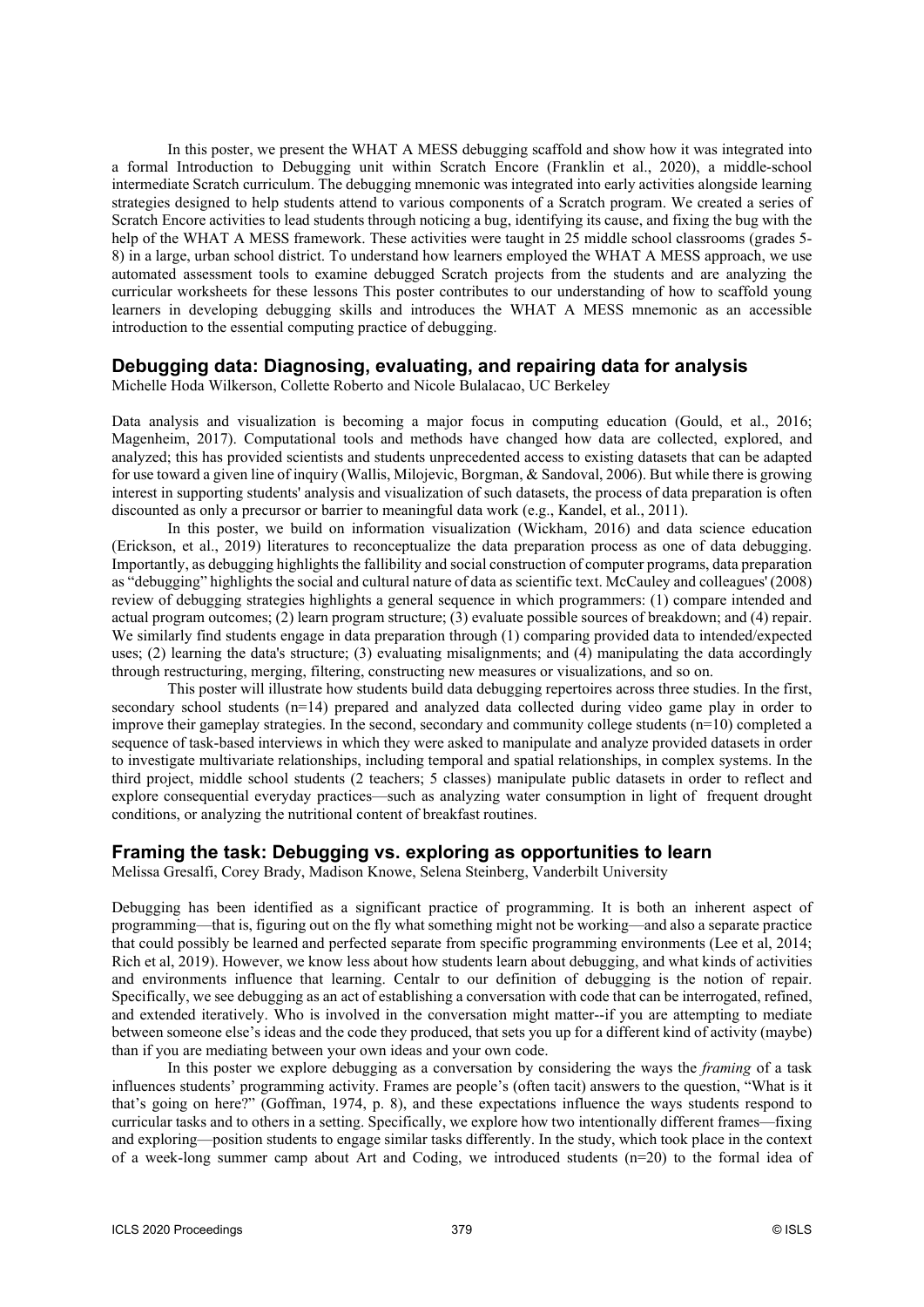In this poster, we present the WHAT A MESS debugging scaffold and show how it was integrated into a formal Introduction to Debugging unit within Scratch Encore (Franklin et al., 2020), a middle-school intermediate Scratch curriculum. The debugging mnemonic was integrated into early activities alongside learning strategies designed to help students attend to various components of a Scratch program. We created a series of Scratch Encore activities to lead students through noticing a bug, identifying its cause, and fixing the bug with the help of the WHAT A MESS framework. These activities were taught in 25 middle school classrooms (grades 5-8) in a large, urban school district. To understand how learners employed the WHAT A MESS approach, we use automated assessment tools to examine debugged Scratch projects from the students and are analyzing the curricular worksheets for these lessons This poster contributes to our understanding of how to scaffold young learners in developing debugging skills and introduces the WHAT A MESS mnemonic as an accessible introduction to the essential computing practice of debugging.

## Debugging data: Diagnosing, evaluating, and repairing data for analysis

Michelle Hoda Wilkerson, Collette Roberto and Nicole Bulalacao, UC Berkeley

Data analysis and visualization is becoming a major focus in computing education (Gould, et al., 2016; Magenheim, 2017). Computational tools and methods have changed how data are collected, explored, and analyzed; this has provided scientists and students unprecedented access to existing datasets that can be adapted for use toward a given line of inquiry (Wallis, Milojevic, Borgman, & Sandoval, 2006). But while there is growing interest in supporting students' analysis and visualization of such datasets, the process of data preparation is often discounted as only a precursor or barrier to meaningful data work (e.g., Kandel, et al., 2011).

In this poster, we build on information visualization (Wickham, 2016) and data science education (Erickson, et al., 2019) literatures to reconceptualize the data preparation process as one of data debugging. Importantly, as debugging highlights the fallibility and social construction of computer programs, data preparation as "debugging" highlights the social and cultural nature of data as scientific text. McCauley and colleagues' (2008) review of debugging strategies highlights a general sequence in which programmers: (1) compare intended and actual program outcomes; (2) learn program structure; (3) evaluate possible sources of breakdown; and (4) repair. We similarly find students engage in data preparation through (1) comparing provided data to intended/expected uses; (2) learning the data's structure; (3) evaluating misalignments; and (4) manipulating the data accordingly through restructuring, merging, filtering, constructing new measures or visualizations, and so on.

This poster will illustrate how students build data debugging repertoires across three studies. In the first, secondary school students (n=14) prepared and analyzed data collected during video game play in order to improve their gameplay strategies. In the second, secondary and community college students (n=10) completed a sequence of task-based interviews in which they were asked to manipulate and analyze provided datasets in order to investigate multivariate relationships, including temporal and spatial relationships, in complex systems. In the third project, middle school students (2 teachers; 5 classes) manipulate public datasets in order to reflect and explore consequential everyday practices—such as analyzing water consumption in light of frequent drought conditions, or analyzing the nutritional content of breakfast routines.

## Framing the task: Debugging vs. exploring as opportunities to learn

Melissa Gresalfi, Corey Brady, Madison Knowe, Selena Steinberg, Vanderbilt University

Debugging has been identified as a significant practice of programming. It is both an inherent aspect of programming—that is, figuring out on the fly what something might not be working—and also a separate practice that could possibly be learned and perfected separate from specific programming environments (Lee et al, 2014; Rich et al, 2019). However, we know less about how students learn about debugging, and what kinds of activities and environments influence that learning. Centalr to our definition of debugging is the notion of repair. Specifically, we see debugging as an act of establishing a conversation with code that can be interrogated, refined, and extended iteratively. Who is involved in the conversation might matter--if you are attempting to mediate between someone else's ideas and the code they produced, that sets you up for a different kind of activity (maybe) than if you are mediating between your own ideas and your own code.

In this poster we explore debugging as a conversation by considering the ways the *framing* of a task influences students' programming activity. Frames are people's (often tacit) answers to the question, "What is it that's going on here?" (Goffman, 1974, p. 8), and these expectations influence the ways students respond to curricular tasks and to others in a setting. Specifically, we explore how two intentionally different frames—fixing and exploring—position students to engage similar tasks differently. In the study, which took place in the context of a week-long summer camp about Art and Coding, we introduced students (n=20) to the formal idea of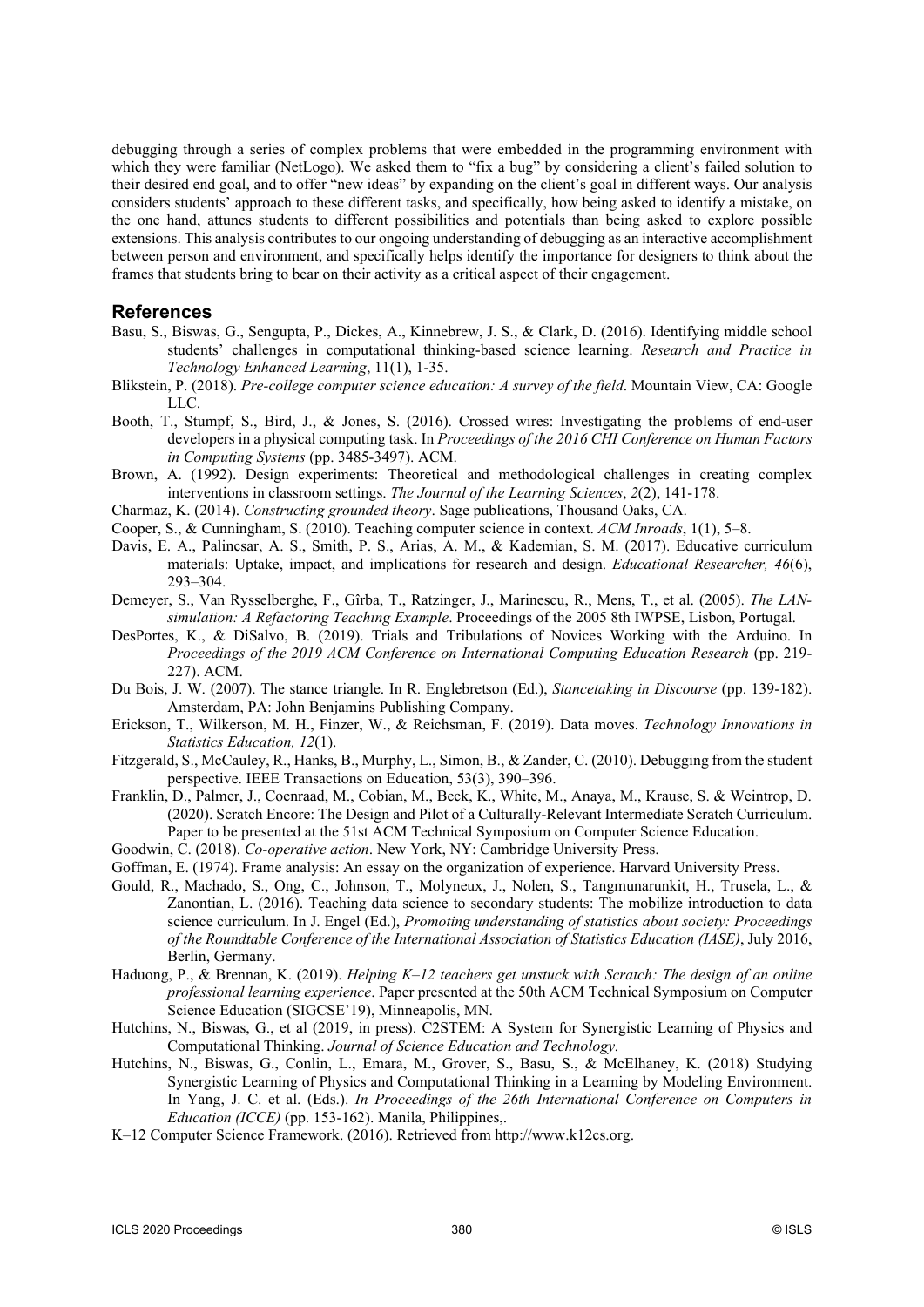debugging through a series of complex problems that were embedded in the programming environment with which they were familiar (NetLogo). We asked them to "fix a bug" by considering a client's failed solution to their desired end goal, and to offer "new ideas" by expanding on the client's goal in different ways. Our analysis considers students' approach to these different tasks, and specifically, how being asked to identify a mistake, on the one hand, attunes students to different possibilities and potentials than being asked to explore possible extensions. This analysis contributes to our ongoing understanding of debugging as an interactive accomplishment between person and environment, and specifically helps identify the importance for designers to think about the frames that students bring to bear on their activity as a critical aspect of their engagement.

## References

Basu, S., Biswas, G., Sengupta, P., Dickes, A., Kinnebrew, J. S., & Clark, D. (2016). Identifying middle school students' challenges in computational thinking-based science learning. *Research and Practice in Technology Enhanced Learning*, 11(1), 1-35.

Blikstein, P. (2018). *Pre-college computer science education: A survey of the field*. Mountain View, CA: Google LLC.

Booth, T., Stumpf, S., Bird, J., & Jones, S. (2016). Crossed wires: Investigating the problems of end-user developers in a physical computing task. In *Proceedings of the 2016 CHI Conference on Human Factors in Computing Systems* (pp. 3485-3497). ACM.

Brown, A. (1992). Design experiments: Theoretical and methodological challenges in creating complex interventions in classroom settings. *The Journal of the Learning Sciences*, *2*(2), 141-178.

Charmaz, K. (2014). *Constructing grounded theory*. Sage publications, Thousand Oaks, CA.

Cooper, S., & Cunningham, S. (2010). Teaching computer science in context. *ACM Inroads*, 1(1), 5–8.

Davis, E. A., Palincsar, A. S., Smith, P. S., Arias, A. M., & Kademian, S. M. (2017). Educative curriculum materials: Uptake, impact, and implications for research and design. *Educational Researcher, 46*(6), 293–304.

Demeyer, S., Van Rysselberghe, F., Gîrba, T., Ratzinger, J., Marinescu, R., Mens, T., et al. (2005). *The LAN-simulation: A Refactoring Teaching Example*. Proceedings of the 2005 8th IWPSE, Lisbon, Portugal.

DesPortes, K., & DiSalvo, B. (2019). Trials and Tribulations of Novices Working with the Arduino. In *Proceedings of the 2019 ACM Conference on International Computing Education Research* (pp. 219-227). ACM.

Du Bois, J. W. (2007). The stance triangle. In R. Englebretson (Ed.), *Stancetaking in Discourse* (pp. 139-182). Amsterdam, PA: John Benjamins Publishing Company.

Erickson, T., Wilkerson, M. H., Finzer, W., & Reichsman, F. (2019). Data moves. *Technology Innovations in Statistics Education, 12*(1).

Fitzgerald, S., McCauley, R., Hanks, B., Murphy, L., Simon, B., & Zander, C. (2010). Debugging from the student perspective. IEEE Transactions on Education, 53(3), 390–396.

Franklin, D., Palmer, J., Coenraad, M., Cobian, M., Beck, K., White, M., Anaya, M., Krause, S. & Weintrop, D. (2020). Scratch Encore: The Design and Pilot of a Culturally-Relevant Intermediate Scratch Curriculum. Paper to be presented at the 51st ACM Technical Symposium on Computer Science Education.

Goodwin, C. (2018). *Co-operative action*. New York, NY: Cambridge University Press.

Goffman, E. (1974). Frame analysis: An essay on the organization of experience. Harvard University Press.

Gould, R., Machado, S., Ong, C., Johnson, T., Molyneux, J., Nolen, S., Tangmunarunkit, H., Trusela, L., & Zanontian, L. (2016). Teaching data science to secondary students: The mobilize introduction to data science curriculum. In J. Engel (Ed.), *Promoting understanding of statistics about society: Proceedings of the Roundtable Conference of the International Association of Statistics Education (IASE)*, July 2016, Berlin, Germany.

Haduong, P., & Brennan, K. (2019). *Helping K–12 teachers get unstuck with Scratch: The design of an online professional learning experience*. Paper presented at the 50th ACM Technical Symposium on Computer Science Education (SIGCSE'19), Minneapolis, MN.

Hutchins, N., Biswas, G., et al (2019, in press). C2STEM: A System for Synergistic Learning of Physics and Computational Thinking. *Journal of Science Education and Technology.*

Hutchins, N., Biswas, G., Conlin, L., Emara, M., Grover, S., Basu, S., & McElhaney, K. (2018) Studying Synergistic Learning of Physics and Computational Thinking in a Learning by Modeling Environment. In Yang, J. C. et al. (Eds.). *In Proceedings of the 26th International Conference on Computers in Education (ICCE)* (pp. 153-162). Manila, Philippines,.

K–12 Computer Science Framework. (2016). Retrieved from http://www.k12cs.org.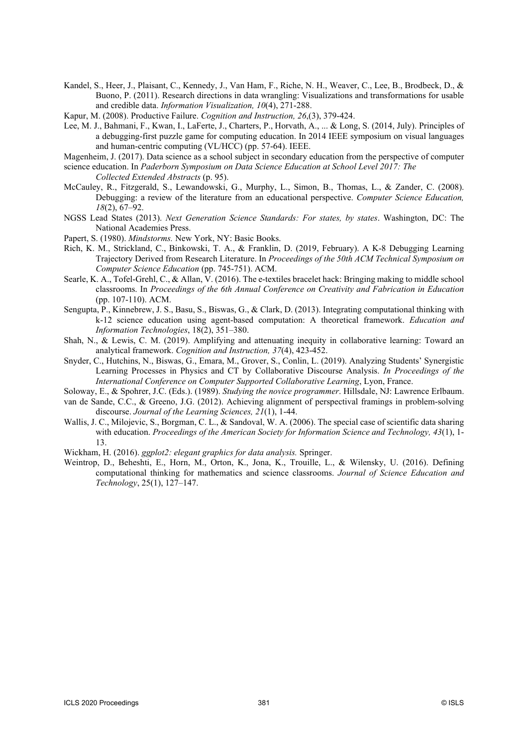Kandel, S., Heer, J., Plaisant, C., Kennedy, J., Van Ham, F., Riche, N. H., Weaver, C., Lee, B., Brodbeck, D., & Buono, P. (2011). Research directions in data wrangling: Visualizations and transformations for usable and credible data. *Information Visualization, 10*(4), 271-288.

Kapur, M. (2008). Productive Failure. *Cognition and Instruction, 26*,(3), 379-424.

Lee, M. J., Bahmani, F., Kwan, I., LaFerte, J., Charters, P., Horvath, A., ... & Long, S. (2014, July). Principles of a debugging-first puzzle game for computing education. In 2014 IEEE symposium on visual languages and human-centric computing (VL/HCC) (pp. 57-64). IEEE.

Magenheim, J. (2017). Data science as a school subject in secondary education from the perspective of computer science education. In *Paderborn Symposium on Data Science Education at School Level 2017: The Collected Extended Abstracts* (p. 95).

McCauley, R., Fitzgerald, S., Lewandowski, G., Murphy, L., Simon, B., Thomas, L., & Zander, C. (2008). Debugging: a review of the literature from an educational perspective. *Computer Science Education, 18*(2), 67–92.

NGSS Lead States (2013). *Next Generation Science Standards: For states, by states*. Washington, DC: The National Academies Press.

Papert, S. (1980). *Mindstorms.* New York, NY: Basic Books.

Rich, K. M., Strickland, C., Binkowski, T. A., & Franklin, D. (2019, February). A K-8 Debugging Learning Trajectory Derived from Research Literature. In *Proceedings of the 50th ACM Technical Symposium on Computer Science Education* (pp. 745-751). ACM.

Searle, K. A., Tofel-Grehl, C., & Allan, V. (2016). The e-textiles bracelet hack: Bringing making to middle school classrooms. In *Proceedings of the 6th Annual Conference on Creativity and Fabrication in Education* (pp. 107-110). ACM.

Sengupta, P., Kinnebrew, J. S., Basu, S., Biswas, G., & Clark, D. (2013). Integrating computational thinking with k-12 science education using agent-based computation: A theoretical framework. *Education and Information Technologies*, 18(2), 351–380.

Shah, N., & Lewis, C. M. (2019). Amplifying and attenuating inequity in collaborative learning: Toward an analytical framework. *Cognition and Instruction, 37*(4), 423-452.

Snyder, C., Hutchins, N., Biswas, G., Emara, M., Grover, S., Conlin, L. (2019). Analyzing Students' Synergistic Learning Processes in Physics and CT by Collaborative Discourse Analysis. *In Proceedings of the International Conference on Computer Supported Collaborative Learning*, Lyon, France.

Soloway, E., & Spohrer, J.C. (Eds.). (1989). *Studying the novice programmer*. Hillsdale, NJ: Lawrence Erlbaum.

van de Sande, C.C., & Greeno, J.G. (2012). Achieving alignment of perspectival framings in problem-solving discourse. *Journal of the Learning Sciences, 21*(1), 1-44.

Wallis, J. C., Milojevic, S., Borgman, C. L., & Sandoval, W. A. (2006). The special case of scientific data sharing with education. *Proceedings of the American Society for Information Science and Technology, 43*(1), 1-13.

Wickham, H. (2016). *ggplot2: elegant graphics for data analysis.* Springer.

Weintrop, D., Beheshti, E., Horn, M., Orton, K., Jona, K., Trouille, L., & Wilensky, U. (2016). Defining computational thinking for mathematics and science classrooms. *Journal of Science Education and Technology*, 25(1), 127–147.